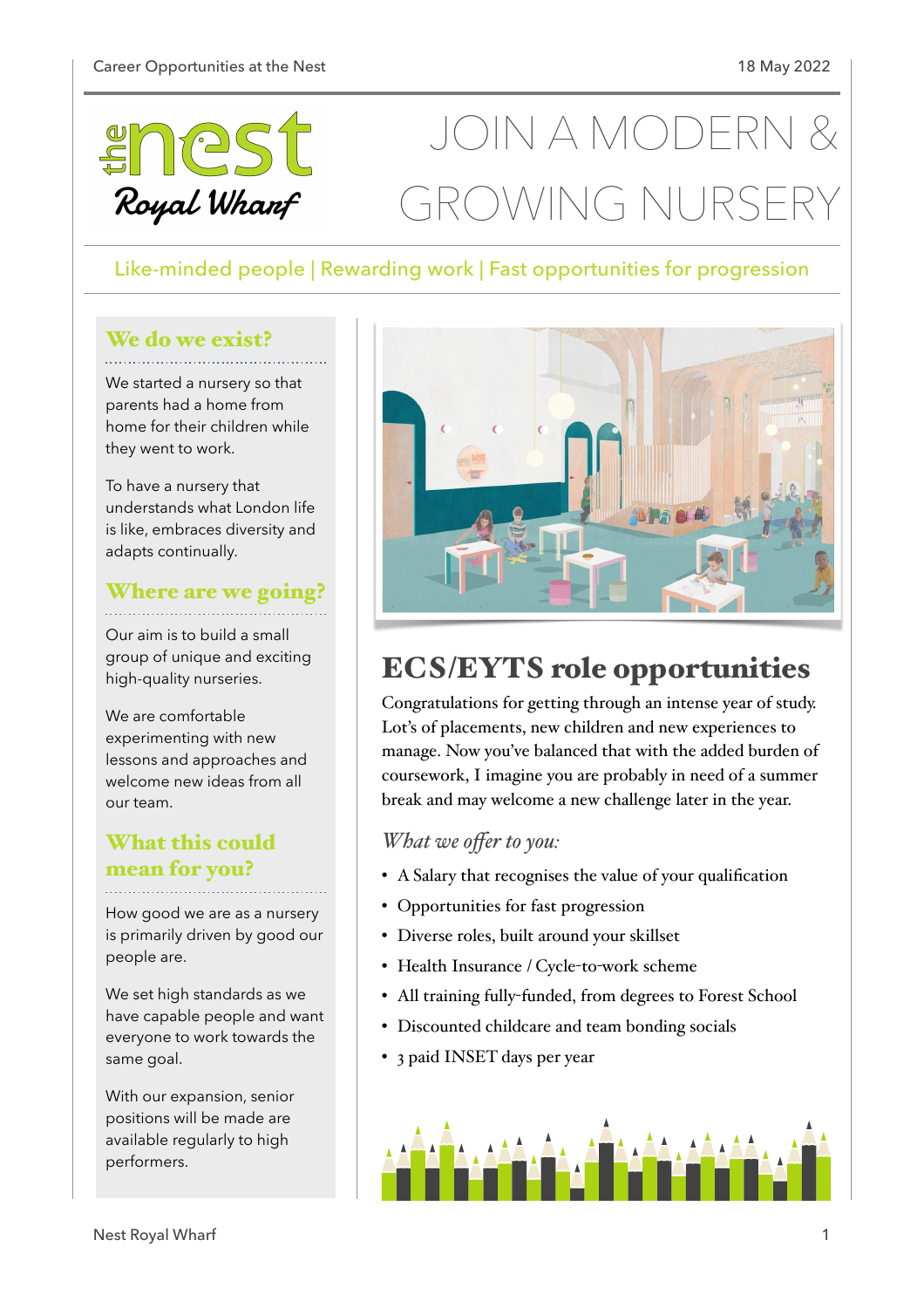# JOIN A MODERN & GROWING NURSERY

Like-minded people | Rewarding work | Fast opportunities for progression

## We do we exist?

We started a nursery so that parents had a home from home for their children while they went to work.

To have a nursery that understands what London life is like, embraces diversity and adapts continually.

## Where are we going?

Our aim is to build a small group of unique and exciting high-quality nurseries.

We are comfortable experimenting with new lessons and approaches and welcome new ideas from all our team.

## What this could mean for you?

How good we are as a nursery is primarily driven by good our people are.

We set high standards as we have capable people and want everyone to work towards the same goal.

With our expansion, senior positions will be made are available regularly to high performers.

## ECS/EYTS role opportunities

Congratulations for getting through an intense year of study. Lot's of placements, new children and new experiences to manage. Now you've balanced that with the added burden of coursework, I imagine you are probably in need of a summer break and may welcome a new challenge later in the year.

*What we offer to you:*

- A Salary that recognises the value of your qualification
- Opportunities for fast progression
- Diverse roles, built around your skillset
- Health Insurance / Cycle-to-work scheme
- All training fully-funded, from degrees to Forest School
- Discounted childcare and team bonding socials
- 3 paid INSET days per year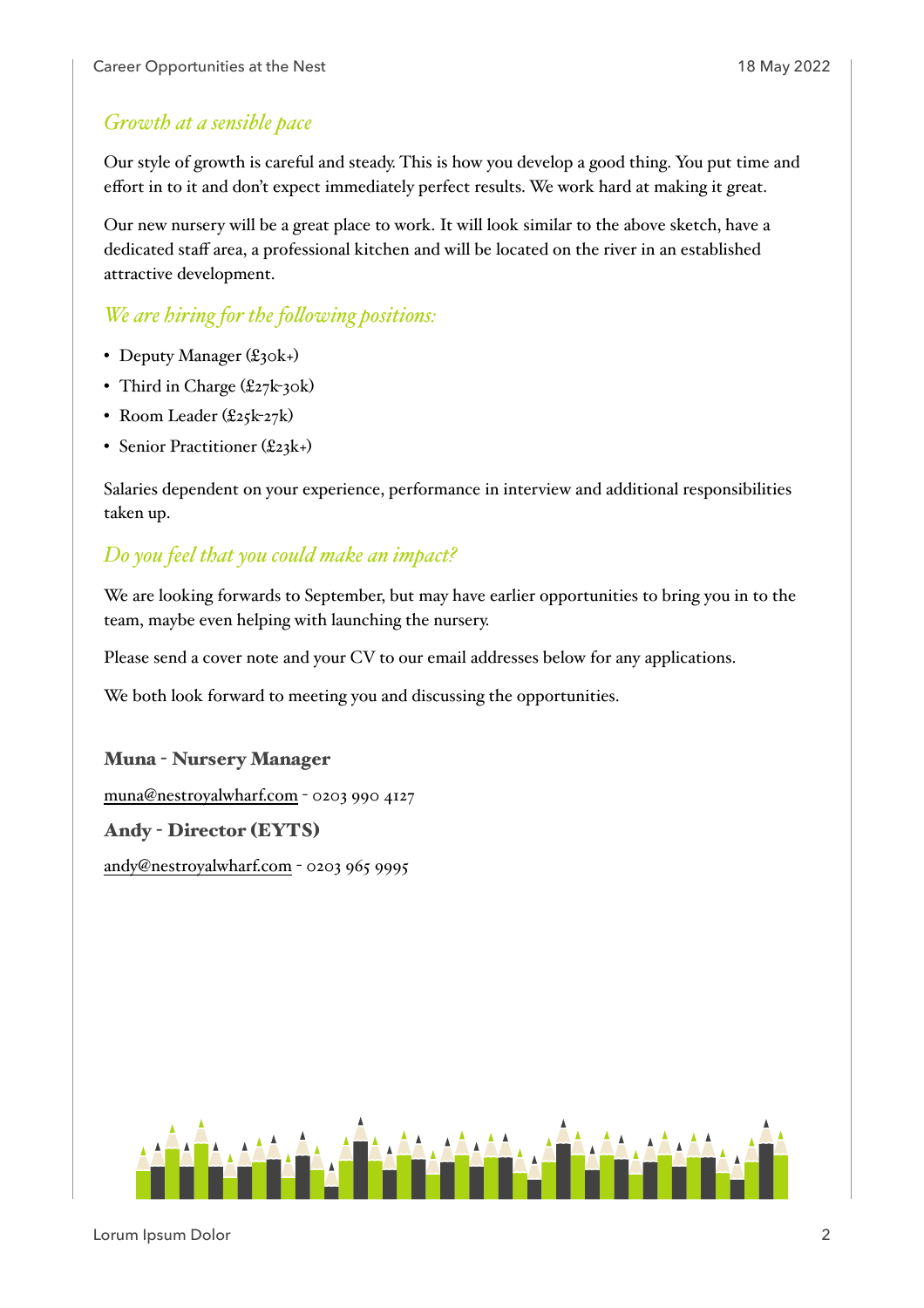## *Growth at a sensible pace*

Our style of growth is careful and steady. This is how you develop a good thing. You put time and effort in to it and don't expect immediately perfect results. We work hard at making it great.

Our new nursery will be a great place to work. It will look similar to the above sketch, have a dedicated staff area, a professional kitchen and will be located on the river in an established attractive development.

## *We are hiring for the following positions:*

- Deputy Manager (£30k+)
- Third in Charge (£27k-30k)
- Room Leader (£25k-27k)
- Senior Practitioner (£23k+)

Salaries dependent on your experience, performance in interview and additional responsibilities taken up.

## *Do you feel that you could make an impact?*

We are looking forwards to September, but may have earlier opportunities to bring you in to the team, maybe even helping with launching the nursery.

Please send a cover note and your CV to our email addresses below for any applications.

We both look forward to meeting you and discussing the opportunities.

**Muna - Nursery Manager**

muna@nestroyalwharf.com - 0203 990 4127

**Andy - Director (EYTS)**

andy@nestroyalwharf.com - 0203 965 9995